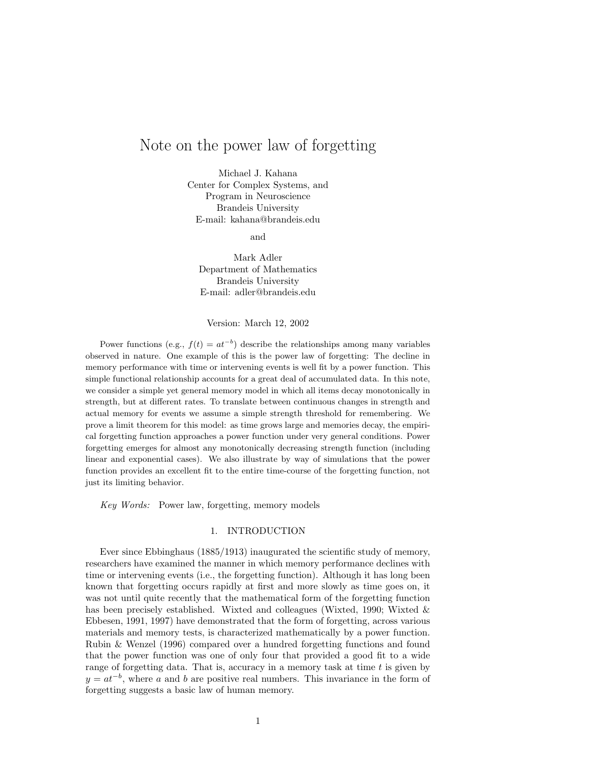# Note on the power law of forgetting

Michael J. Kahana
Center for Complex Systems, and
Program in Neuroscience
Brandeis University
E-mail: kahana@brandeis.edu

and

Mark Adler
Department of Mathematics
Brandeis University
E-mail: adler@brandeis.edu

Version: March 12, 2002

Power functions (e.g., $f(t) = at^{-b}$) describe the relationships among many variables observed in nature. One example of this is the power law of forgetting: The decline in memory performance with time or intervening events is well fit by a power function. This simple functional relationship accounts for a great deal of accumulated data. In this note, we consider a simple yet general memory model in which all items decay monotonically in strength, but at different rates. To translate between continuous changes in strength and actual memory for events we assume a simple strength threshold for remembering. We prove a limit theorem for this model: as time grows large and memories decay, the empirical forgetting function approaches a power function under very general conditions. Power forgetting emerges for almost any monotonically decreasing strength function (including linear and exponential cases). We also illustrate by way of simulations that the power function provides an excellent fit to the entire time-course of the forgetting function, not just its limiting behavior.

*Key Words:* Power law, forgetting, memory models

## 1. INTRODUCTION

Ever since Ebbinghaus (1885/1913) inaugurated the scientific study of memory, researchers have examined the manner in which memory performance declines with time or intervening events (i.e., the forgetting function). Although it has long been known that forgetting occurs rapidly at first and more slowly as time goes on, it was not until quite recently that the mathematical form of the forgetting function has been precisely established. Wixted and colleagues (Wixted, 1990; Wixted & Ebbesen, 1991, 1997) have demonstrated that the form of forgetting, across various materials and memory tests, is characterized mathematically by a power function. Rubin & Wenzel (1996) compared over a hundred forgetting functions and found that the power function was one of only four that provided a good fit to a wide range of forgetting data. That is, accuracy in a memory task at time $t$ is given by $y = at^{-b}$, where $a$ and $b$ are positive real numbers. This invariance in the form of forgetting suggests a basic law of human memory.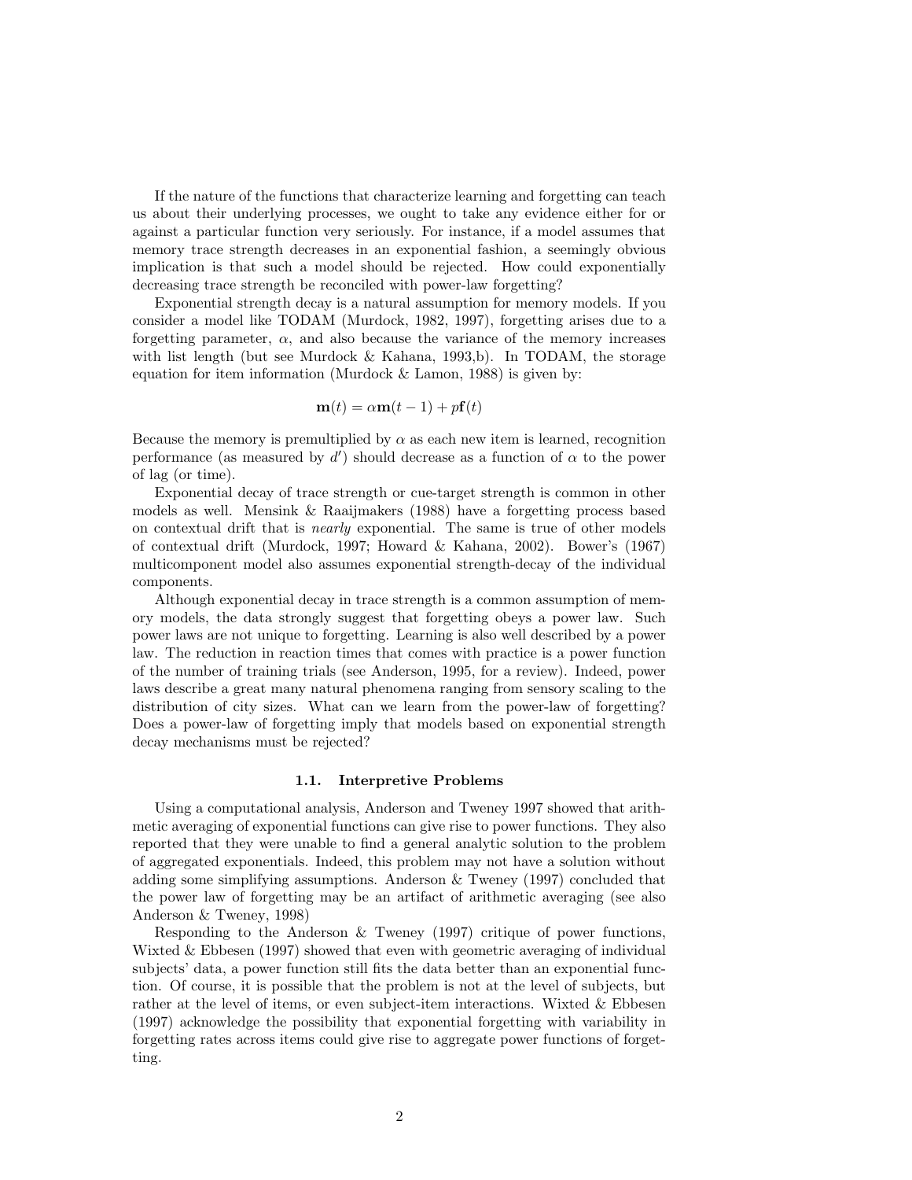If the nature of the functions that characterize learning and forgetting can teach us about their underlying processes, we ought to take any evidence either for or against a particular function very seriously. For instance, if a model assumes that memory trace strength decreases in an exponential fashion, a seemingly obvious implication is that such a model should be rejected. How could exponentially decreasing trace strength be reconciled with power-law forgetting?

Exponential strength decay is a natural assumption for memory models. If you consider a model like TODAM (Murdock, 1982, 1997), forgetting arises due to a forgetting parameter, $\alpha$, and also because the variance of the memory increases with list length (but see Murdock & Kahana, 1993,b). In TODAM, the storage equation for item information (Murdock & Lamon, 1988) is given by:

$$\mathbf{m}(t) = \alpha\mathbf{m}(t-1) + p\mathbf{f}(t)$$

Because the memory is premultiplied by $\alpha$ as each new item is learned, recognition performance (as measured by $d'$) should decrease as a function of $\alpha$ to the power of lag (or time).

Exponential decay of trace strength or cue-target strength is common in other models as well. Mensink & Raaijmakers (1988) have a forgetting process based on contextual drift that is *nearly* exponential. The same is true of other models of contextual drift (Murdock, 1997; Howard & Kahana, 2002). Bower's (1967) multicomponent model also assumes exponential strength-decay of the individual components.

Although exponential decay in trace strength is a common assumption of memory models, the data strongly suggest that forgetting obeys a power law. Such power laws are not unique to forgetting. Learning is also well described by a power law. The reduction in reaction times that comes with practice is a power function of the number of training trials (see Anderson, 1995, for a review). Indeed, power laws describe a great many natural phenomena ranging from sensory scaling to the distribution of city sizes. What can we learn from the power-law of forgetting? Does a power-law of forgetting imply that models based on exponential strength decay mechanisms must be rejected?

### 1.1. Interpretive Problems

Using a computational analysis, Anderson and Tweney 1997 showed that arithmetic averaging of exponential functions can give rise to power functions. They also reported that they were unable to find a general analytic solution to the problem of aggregated exponentials. Indeed, this problem may not have a solution without adding some simplifying assumptions. Anderson & Tweney (1997) concluded that the power law of forgetting may be an artifact of arithmetic averaging (see also Anderson & Tweney, 1998)

Responding to the Anderson & Tweney (1997) critique of power functions, Wixted & Ebbesen (1997) showed that even with geometric averaging of individual subjects' data, a power function still fits the data better than an exponential function. Of course, it is possible that the problem is not at the level of subjects, but rather at the level of items, or even subject-item interactions. Wixted & Ebbesen (1997) acknowledge the possibility that exponential forgetting with variability in forgetting rates across items could give rise to aggregate power functions of forgetting.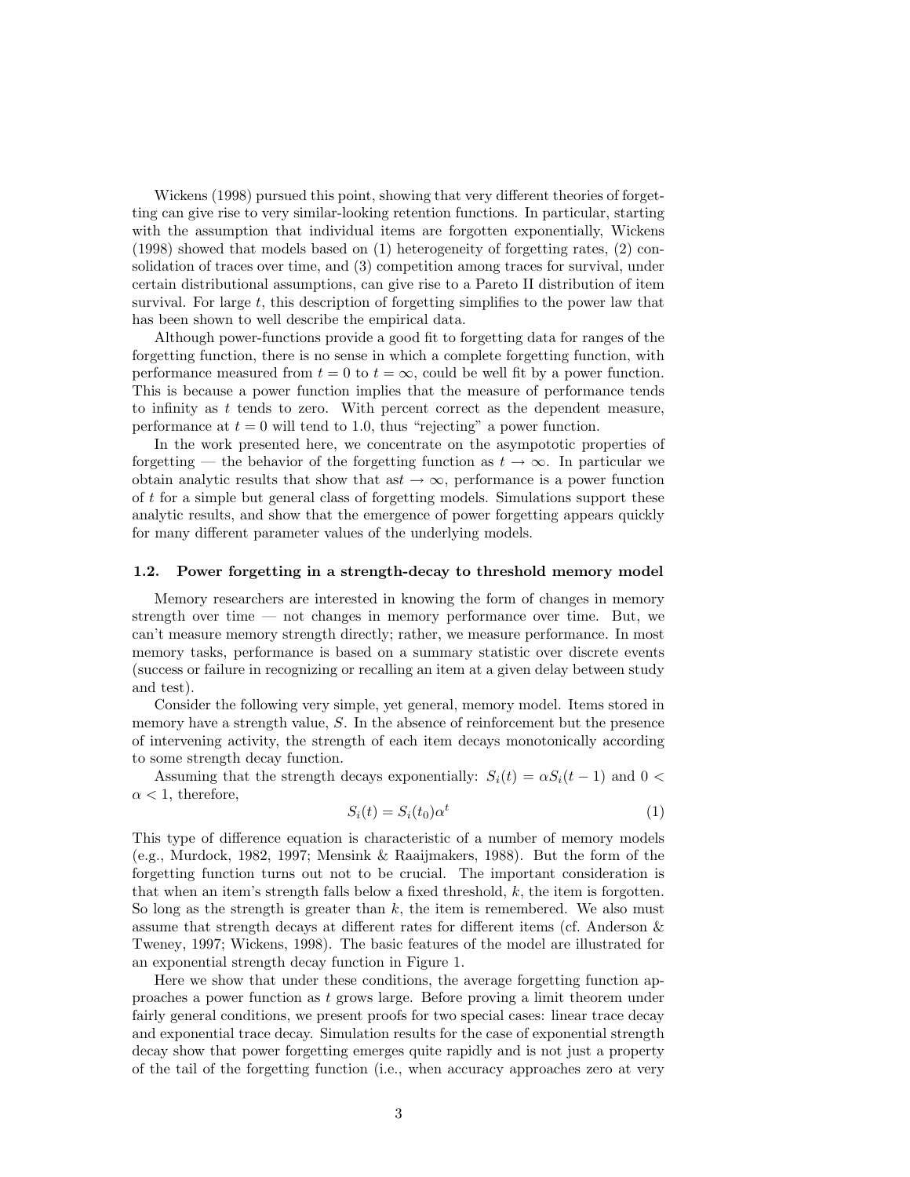Wickens (1998) pursued this point, showing that very different theories of forgetting can give rise to very similar-looking retention functions. In particular, starting with the assumption that individual items are forgotten exponentially, Wickens (1998) showed that models based on (1) heterogeneity of forgetting rates, (2) consolidation of traces over time, and (3) competition among traces for survival, under certain distributional assumptions, can give rise to a Pareto II distribution of item survival. For large $t$, this description of forgetting simplifies to the power law that has been shown to well describe the empirical data.

Although power-functions provide a good fit to forgetting data for ranges of the forgetting function, there is no sense in which a complete forgetting function, with performance measured from $t = 0$ to $t = \infty$, could be well fit by a power function. This is because a power function implies that the measure of performance tends to infinity as $t$ tends to zero. With percent correct as the dependent measure, performance at $t = 0$ will tend to 1.0, thus "rejecting" a power function.

In the work presented here, we concentrate on the asympotatic properties of forgetting — the behavior of the forgetting function as $t \to \infty$. In particular we obtain analytic results that show that as$t \to \infty$, performance is a power function of $t$ for a simple but general class of forgetting models. Simulations support these analytic results, and show that the emergence of power forgetting appears quickly for many different parameter values of the underlying models.

### 1.2. Power forgetting in a strength-decay to threshold memory model

Memory researchers are interested in knowing the form of changes in memory strength over time — not changes in memory performance over time. But, we can't measure memory strength directly; rather, we measure performance. In most memory tasks, performance is based on a summary statistic over discrete events (success or failure in recognizing or recalling an item at a given delay between study and test).

Consider the following very simple, yet general, memory model. Items stored in memory have a strength value, $S$. In the absence of reinforcement but the presence of intervening activity, the strength of each item decays monotonically according to some strength decay function.

Assuming that the strength decays exponentially: $S_i(t) = \alpha S_i(t-1)$ and $0 < \alpha < 1$, therefore,

$$S_i(t) = S_i(t_0)\alpha^t \tag{1}$$

This type of difference equation is characteristic of a number of memory models (e.g., Murdock, 1982, 1997; Mensink & Raaijmakers, 1988). But the form of the forgetting function turns out not to be crucial. The important consideration is that when an item's strength falls below a fixed threshold, $k$, the item is forgotten. So long as the strength is greater than $k$, the item is remembered. We also must assume that strength decays at different rates for different items (cf. Anderson & Tweney, 1997; Wickens, 1998). The basic features of the model are illustrated for an exponential strength decay function in Figure 1.

Here we show that under these conditions, the average forgetting function approaches a power function as $t$ grows large. Before proving a limit theorem under fairly general conditions, we present proofs for two special cases: linear trace decay and exponential trace decay. Simulation results for the case of exponential strength decay show that power forgetting emerges quite rapidly and is not just a property of the tail of the forgetting function (i.e., when accuracy approaches zero at very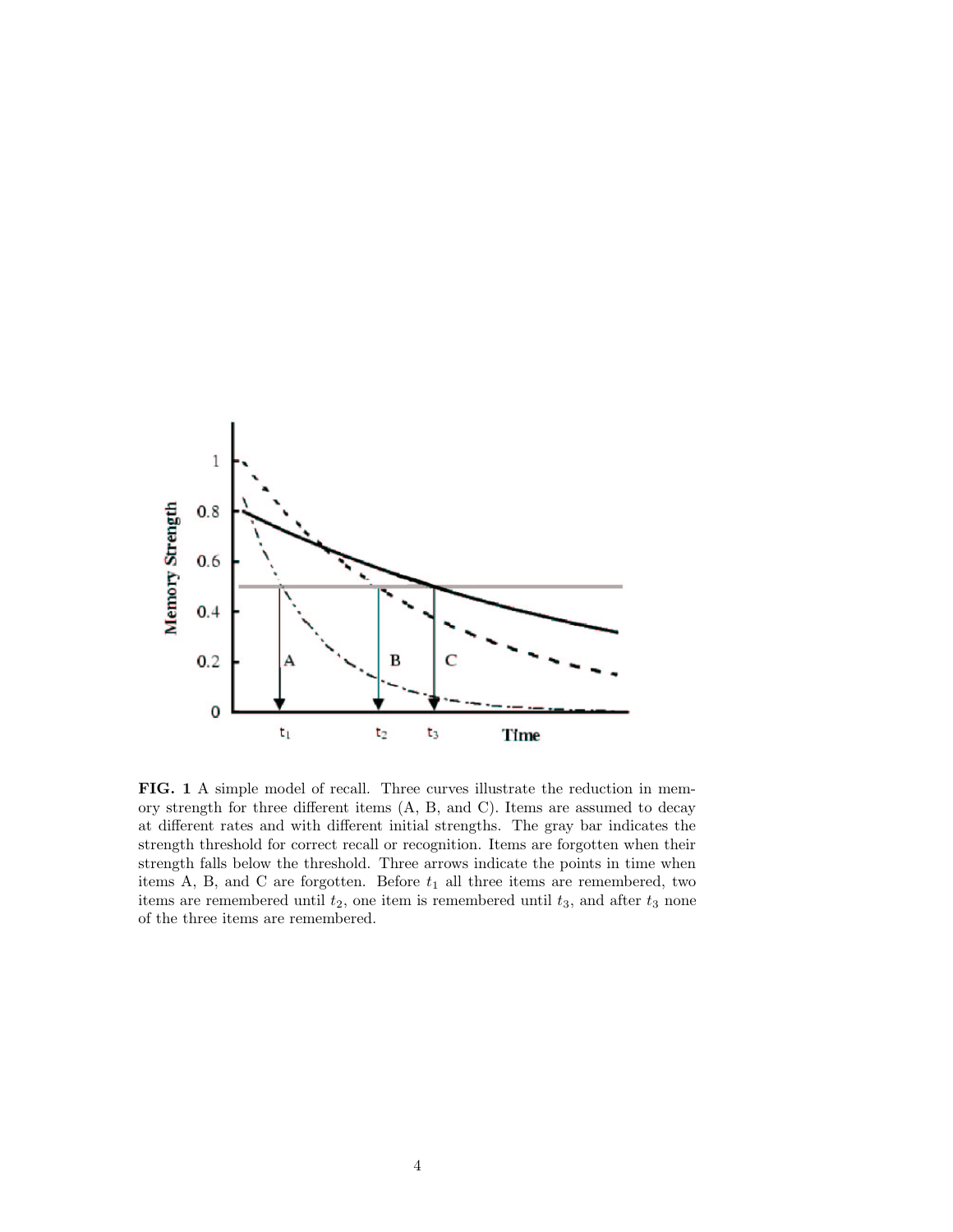**FIG. 1** A simple model of recall. Three curves illustrate the reduction in memory strength for three different items (A, B, and C). Items are assumed to decay at different rates and with different initial strengths. The gray bar indicates the strength threshold for correct recall or recognition. Items are forgotten when their strength falls below the threshold. Three arrows indicate the points in time when items A, B, and C are forgotten. Before $t_1$ all three items are remembered, two items are remembered until $t_2$, one item is remembered until $t_3$, and after $t_3$ none of the three items are remembered.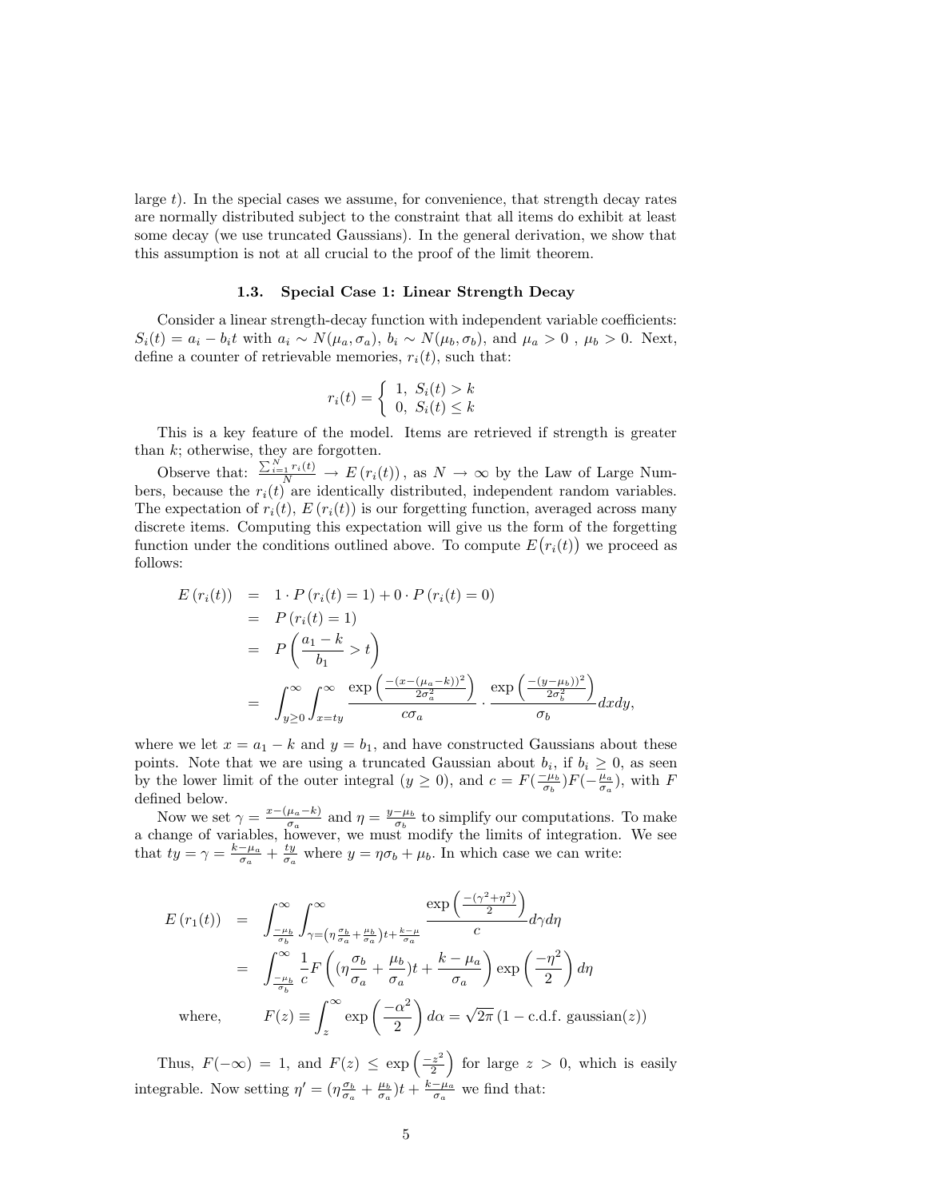large $t$). In the special cases we assume, for convenience, that strength decay rates are normally distributed subject to the constraint that all items do exhibit at least some decay (we use truncated Gaussians). In the general derivation, we show that this assumption is not at all crucial to the proof of the limit theorem.

### 1.3. Special Case 1: Linear Strength Decay

Consider a linear strength-decay function with independent variable coefficients: $S_i(t) = a_i - b_i t$ with $a_i \sim N(\mu_a, \sigma_a)$, $b_i \sim N(\mu_b, \sigma_b)$, and $\mu_a > 0$ , $\mu_b > 0$. Next, define a counter of retrievable memories, $r_i(t)$, such that:

$$r_i(t) = \begin{cases} 1, & S_i(t) > k \\ 0, & S_i(t) \leq k \end{cases}$$

This is a key feature of the model. Items are retrieved if strength is greater than $k$; otherwise, they are forgotten.

Observe that: $\frac{\sum_{i=1}^{N} r_i(t)}{N} \to E\left(r_i(t)\right)$, as $N \to \infty$ by the Law of Large Numbers, because the $r_i(t)$ are identically distributed, independent random variables. The expectation of $r_i(t)$, $E\left(r_i(t)\right)$ is our forgetting function, averaged across many discrete items. Computing this expectation will give us the form of the forgetting function under the conditions outlined above. To compute $E\big(r_i(t)\big)$ we proceed as follows:

$$\begin{aligned}
E\left(r_i(t)\right) &= 1 \cdot P\left(r_i(t) = 1\right) + 0 \cdot P\left(r_i(t) = 0\right) \\
&= P\left(r_i(t) = 1\right) \\
&= P\left(\frac{a_1 - k}{b_1} > t\right) \\
&= \int_{y \geq 0}^{\infty} \int_{x=ty}^{\infty} \frac{\exp\left(\frac{-(x-(\mu_a - k))^2}{2\sigma_a^2}\right)}{c\sigma_a} \cdot \frac{\exp\left(\frac{-(y-\mu_b))^2}{2\sigma_b^2}\right)}{\sigma_b} dx dy,
\end{aligned}$$

where we let $x = a_1 - k$ and $y = b_1$, and have constructed Gaussians about these points. Note that we are using a truncated Gaussian about $b_i$, if $b_i \geq 0$, as seen by the lower limit of the outer integral ($y \geq 0$), and $c = F(\frac{-\mu_b}{\sigma_b})F(-\frac{\mu_a}{\sigma_a})$, with $F$ defined below.

Now we set $\gamma = \frac{x-(\mu_a - k)}{\sigma_a}$ and $\eta = \frac{y - \mu_b}{\sigma_b}$ to simplify our computations. To make a change of variables, however, we must modify the limits of integration. We see that $ty = \gamma = \frac{k - \mu_a}{\sigma_a} + \frac{ty}{\sigma_a}$ where $y = \eta\sigma_b + \mu_b$. In which case we can write:

$$\begin{aligned}
E\left(r_1(t)\right) &= \int_{\frac{-\mu_b}{\sigma_b}}^{\infty} \int_{\gamma = (\eta\frac{\sigma_b}{\sigma_a} + \frac{\mu_b}{\sigma_a})t + \frac{k-\mu}{\sigma_a}}^{\infty} \frac{\exp\left(\frac{-(\gamma^2 + \eta^2)}{2}\right)}{c} d\gamma d\eta \\
&= \int_{\frac{-\mu_b}{\sigma_b}}^{\infty} \frac{1}{c} F\left((\eta\frac{\sigma_b}{\sigma_a} + \frac{\mu_b}{\sigma_a})t + \frac{k - \mu_a}{\sigma_a}\right) \exp\left(\frac{-\eta^2}{2}\right) d\eta \\
\text{where,} \qquad F(z) &\equiv \int_{z}^{\infty} \exp\left(\frac{-\alpha^2}{2}\right) d\alpha = \sqrt{2\pi}\left(1 - \text{c.d.f. gaussian}(z)\right)
\end{aligned}$$

Thus, $F(-\infty) = 1$, and $F(z) \leq \exp\left(\frac{-z^2}{2}\right)$ for large $z > 0$, which is easily integrable. Now setting $\eta' = (\eta\frac{\sigma_b}{\sigma_a} + \frac{\mu_b}{\sigma_a})t + \frac{k - \mu_a}{\sigma_a}$ we find that: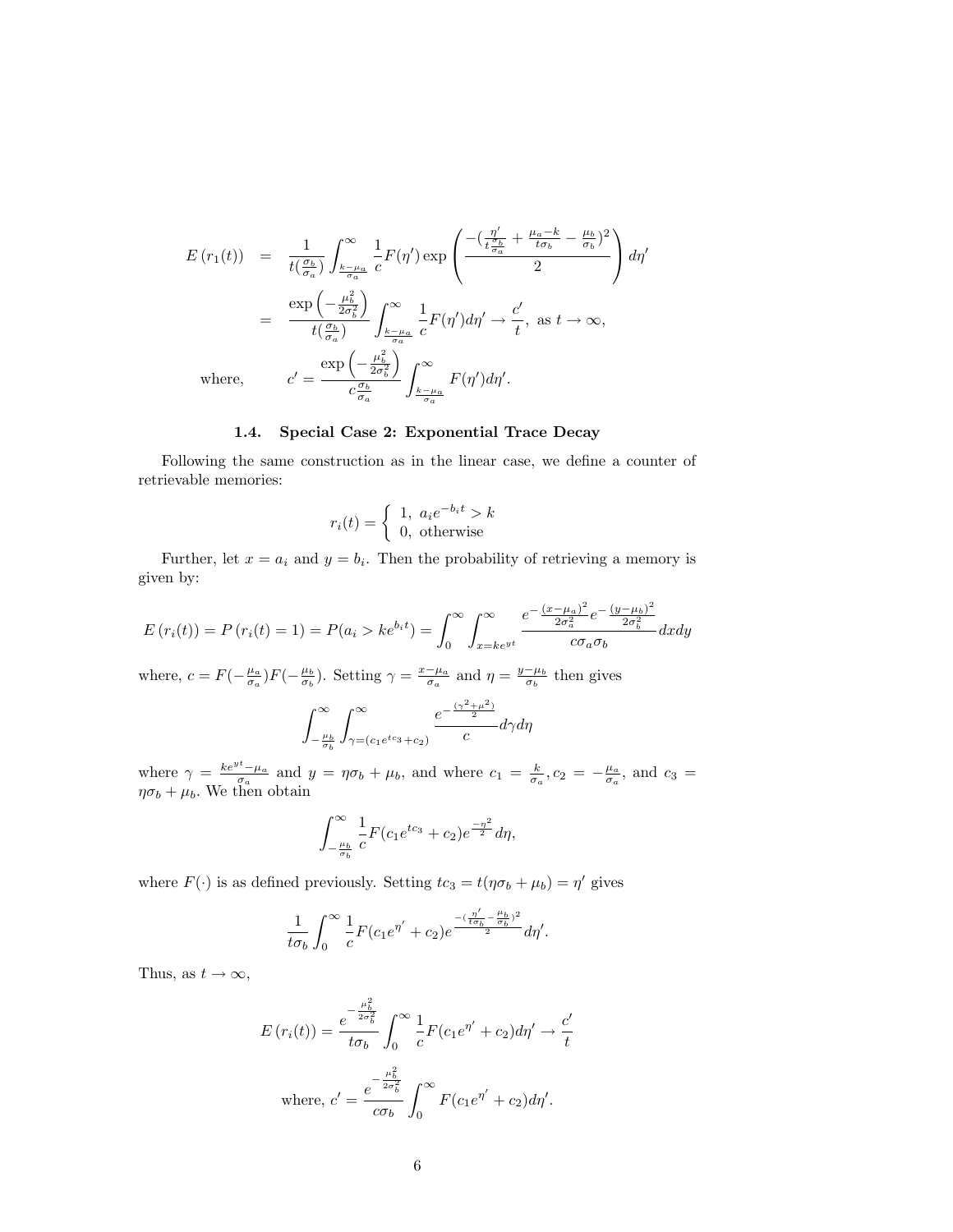$$
\begin{aligned}
E\left(r_1(t)\right) &= \frac{1}{t(\frac{\sigma_b}{\sigma_a})} \int_{\frac{k-\mu_a}{\sigma_a}}^{\infty} \frac{1}{c} F(\eta') \exp\left( \frac{-(\frac{\eta'}{t\frac{\sigma_b}{\sigma_a}} + \frac{\mu_a - k}{t\sigma_b} - \frac{\mu_b}{\sigma_b})^2}{2} \right) d\eta' \\
&= \frac{\exp\left(-\frac{\mu_b^2}{2\sigma_b^2}\right)}{t(\frac{\sigma_b}{\sigma_a})} \int_{\frac{k-\mu_a}{\sigma_a}}^{\infty} \frac{1}{c} F(\eta') d\eta' \to \frac{c'}{t}, \text{ as } t \to \infty, \\
\text{where,} \qquad c' &= \frac{\exp\left(-\frac{\mu_b^2}{2\sigma_b^2}\right)}{c\frac{\sigma_b}{\sigma_a}} \int_{\frac{k-\mu_a}{\sigma_a}}^{\infty} F(\eta') d\eta'.
\end{aligned}
$$

### 1.4. Special Case 2: Exponential Trace Decay

Following the same construction as in the linear case, we define a counter of retrievable memories:

$$
r_i(t) = \begin{cases} 1, & a_i e^{-b_i t} > k \\ 0, & \text{otherwise} \end{cases}
$$

Further, let $x = a_i$ and $y = b_i$. Then the probability of retrieving a memory is given by:

$$
E\left(r_i(t)\right) = P\left(r_i(t) = 1\right) = P(a_i > k e^{b_i t}) = \int_0^{\infty} \int_{x=ke^{yt}}^{\infty} \frac{e^{-\frac{(x-\mu_a)^2}{2\sigma_a^2}} e^{-\frac{(y-\mu_b)^2}{2\sigma_b^2}}}{c\sigma_a\sigma_b} dx dy
$$

where, $c = F(-\frac{\mu_a}{\sigma_a})F(-\frac{\mu_b}{\sigma_b})$. Setting $\gamma = \frac{x-\mu_a}{\sigma_a}$ and $\eta = \frac{y-\mu_b}{\sigma_b}$ then gives

$$
\int_{-\frac{\mu_b}{\sigma_b}}^{\infty} \int_{\gamma=(c_1 e^{tc_3} + c_2)}^{\infty} \frac{e^{-\frac{(\gamma^2+\mu^2)}{2}}}{c} d\gamma d\eta
$$

where $\gamma = \frac{ke^{yt} - \mu_a}{\sigma_a}$ and $y = \eta\sigma_b + \mu_b$, and where $c_1 = \frac{k}{\sigma_a}, c_2 = -\frac{\mu_a}{\sigma_a}$, and $c_3 = \eta\sigma_b + \mu_b$. We then obtain

$$
\int_{-\frac{\mu_b}{\sigma_b}}^{\infty} \frac{1}{c} F(c_1 e^{tc_3} + c_2) e^{\frac{-\eta^2}{2}} d\eta,
$$

where $F(\cdot)$ is as defined previously. Setting $tc_3 = t(\eta\sigma_b + \mu_b) = \eta'$ gives

$$
\frac{1}{t\sigma_b} \int_0^{\infty} \frac{1}{c} F(c_1 e^{\eta'} + c_2) e^{\frac{-(\frac{\eta'}{t\sigma_b} - \frac{\mu_b}{\sigma_b})^2}{2}} d\eta'.
$$

Thus, as $t \to \infty$,

$$
E\left(r_i(t)\right) = \frac{e^{-\frac{\mu_b^2}{2\sigma_b^2}}}{t\sigma_b} \int_0^{\infty} \frac{1}{c} F(c_1 e^{\eta'} + c_2) d\eta' \to \frac{c'}{t}
$$

$$
\text{where, } c' = \frac{e^{-\frac{\mu_b^2}{2\sigma_b^2}}}{c\sigma_b} \int_0^{\infty} F(c_1 e^{\eta'} + c_2) d\eta'.
$$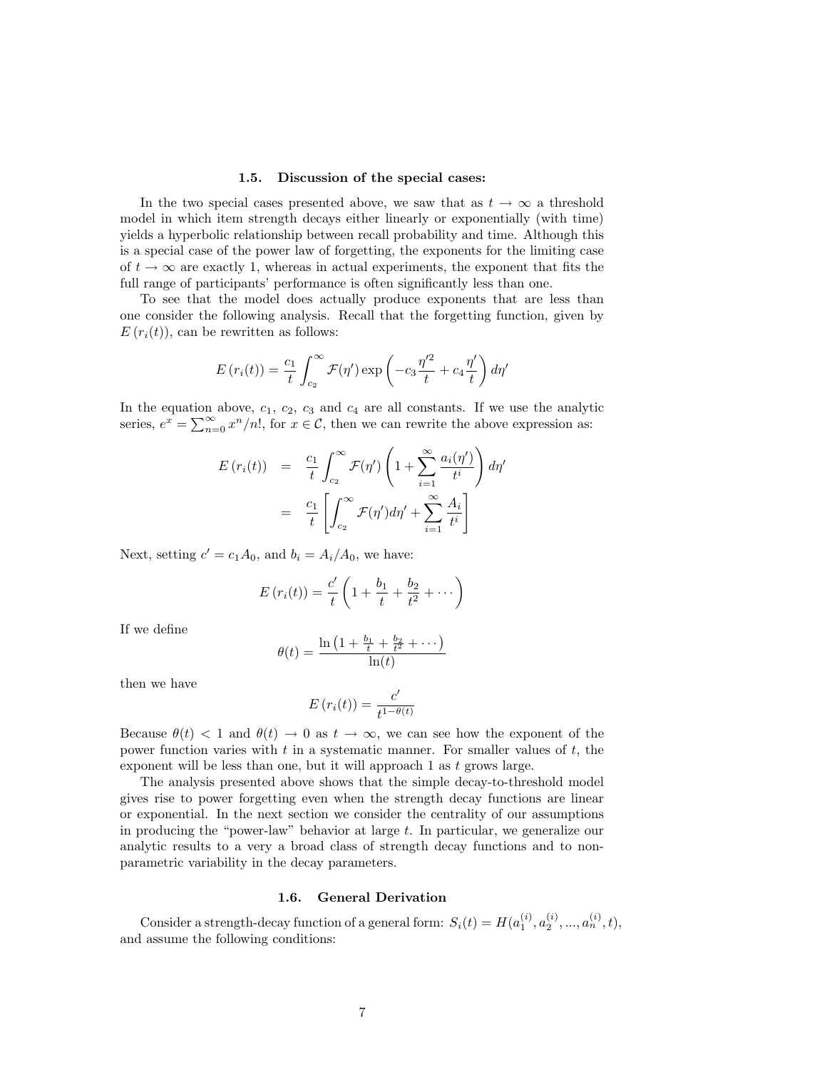### 1.5. Discussion of the special cases:

In the two special cases presented above, we saw that as $t \to \infty$ a threshold model in which item strength decays either linearly or exponentially (with time) yields a hyperbolic relationship between recall probability and time. Although this is a special case of the power law of forgetting, the exponents for the limiting case of $t \to \infty$ are exactly 1, whereas in actual experiments, the exponent that fits the full range of participants' performance is often significantly less than one.

To see that the model does actually produce exponents that are less than one consider the following analysis. Recall that the forgetting function, given by $E\left(r_i(t)\right)$, can be rewritten as follows:

$$E\left(r_i(t)\right) = \frac{c_1}{t} \int_{c_2}^{\infty} \mathcal{F}(\eta') \exp\left(-c_3 \frac{\eta'^2}{t} + c_4 \frac{\eta'}{t}\right) d\eta'$$

In the equation above, $c_1$, $c_2$, $c_3$ and $c_4$ are all constants. If we use the analytic series, $e^x = \sum_{n=0}^{\infty} x^n/n!$, for $x \in \mathcal{C}$, then we can rewrite the above expression as:

$$\begin{aligned} E\left(r_i(t)\right) &= \frac{c_1}{t} \int_{c_2}^{\infty} \mathcal{F}(\eta') \left(1 + \sum_{i=1}^{\infty} \frac{a_i(\eta')}{t^i}\right) d\eta' \\ &= \frac{c_1}{t} \left[\int_{c_2}^{\infty} \mathcal{F}(\eta') d\eta' + \sum_{i=1}^{\infty} \frac{A_i}{t^i}\right] \end{aligned}$$

Next, setting $c' = c_1 A_0$, and $b_i = A_i/A_0$, we have:

$$E\left(r_i(t)\right) = \frac{c'}{t}\left(1 + \frac{b_1}{t} + \frac{b_2}{t^2} + \cdots\right)$$

If we define

$$\theta(t) = \frac{\ln\left(1 + \frac{b_1}{t} + \frac{b_2}{t^2} + \cdots\right)}{\ln(t)}$$

then we have

$$E\left(r_i(t)\right) = \frac{c'}{t^{1-\theta(t)}}$$

Because $\theta(t) < 1$ and $\theta(t) \to 0$ as $t \to \infty$, we can see how the exponent of the power function varies with $t$ in a systematic manner. For smaller values of $t$, the exponent will be less than one, but it will approach 1 as $t$ grows large.

The analysis presented above shows that the simple decay-to-threshold model gives rise to power forgetting even when the strength decay functions are linear or exponential. In the next section we consider the centrality of our assumptions in producing the "power-law" behavior at large $t$. In particular, we generalize our analytic results to a very a broad class of strength decay functions and to non-parametric variability in the decay parameters.

### 1.6. General Derivation

Consider a strength-decay function of a general form: $S_i(t) = H(a_1^{(i)}, a_2^{(i)}, ..., a_n^{(i)}, t)$, and assume the following conditions: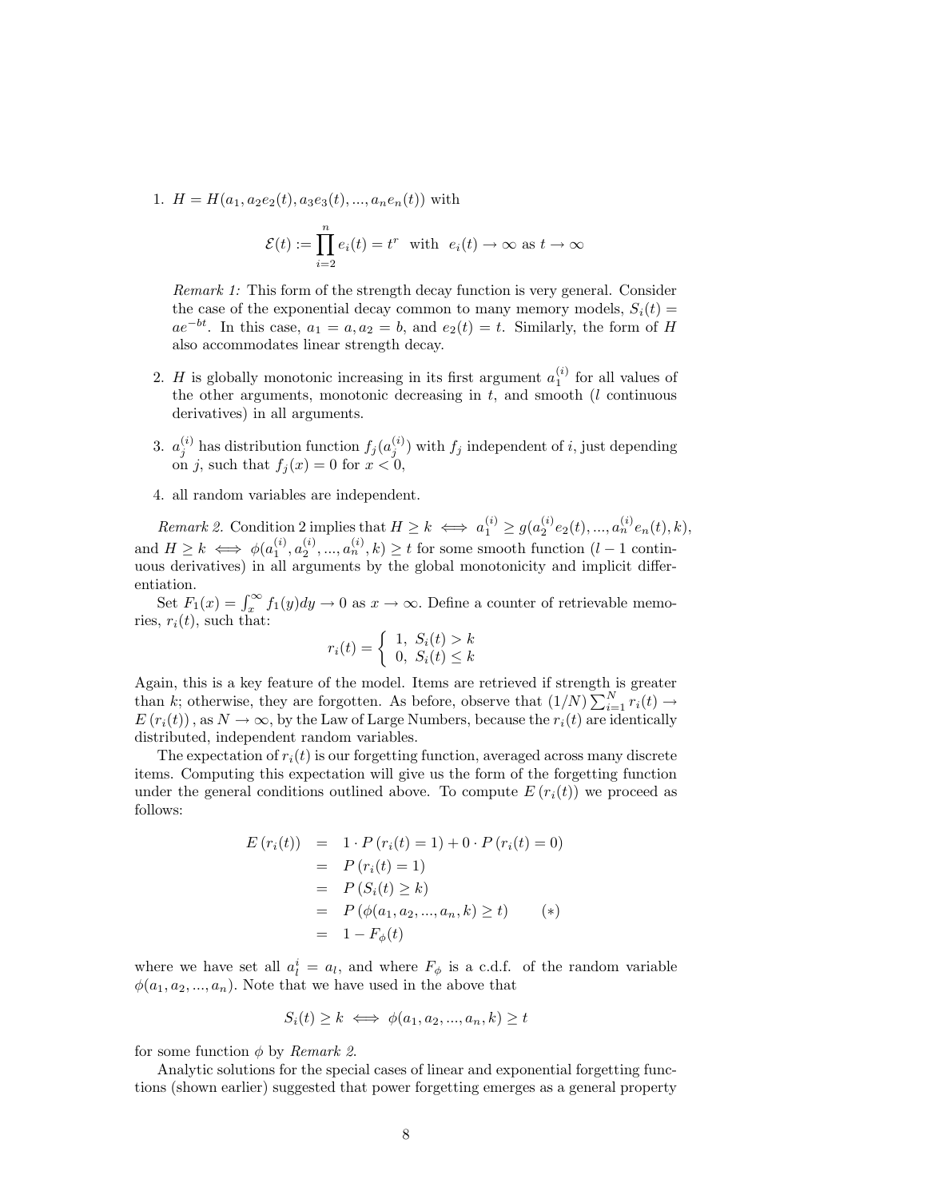1. $H = H(a_1, a_2 e_2(t), a_3 e_3(t), ..., a_n e_n(t))$ with

$$\mathcal{E}(t) := \prod_{i=2}^{n} e_i(t) = t^r \text{ with } e_i(t) \to \infty \text{ as } t \to \infty$$

*Remark 1:* This form of the strength decay function is very general. Consider the case of the exponential decay common to many memory models, $S_i(t) = ae^{-bt}$. In this case, $a_1 = a, a_2 = b$, and $e_2(t) = t$. Similarly, the form of $H$ also accommodates linear strength decay.

2. $H$ is globally monotonic increasing in its first argument $a_1^{(i)}$ for all values of the other arguments, monotonic decreasing in $t$, and smooth ($l$ continuous derivatives) in all arguments.

3. $a_j^{(i)}$ has distribution function $f_j(a_j^{(i)})$ with $f_j$ independent of $i$, just depending on $j$, such that $f_j(x) = 0$ for $x < 0$,

4. all random variables are independent.

*Remark 2.* Condition 2 implies that $H \geq k \iff a_1^{(i)} \geq g(a_2^{(i)} e_2(t), ..., a_n^{(i)} e_n(t), k)$, and $H \geq k \iff \phi(a_1^{(i)}, a_2^{(i)}, ..., a_n^{(i)}, k) \geq t$ for some smooth function ($l - 1$ continuous derivatives) in all arguments by the global monotonicity and implicit differentiation.

Set $F_1(x) = \int_x^\infty f_1(y)dy \to 0$ as $x \to \infty$. Define a counter of retrievable memories, $r_i(t)$, such that:

$$r_i(t) = \begin{cases} 1, & S_i(t) > k \\ 0, & S_i(t) \leq k \end{cases}$$

Again, this is a key feature of the model. Items are retrieved if strength is greater than $k$; otherwise, they are forgotten. As before, observe that $(1/N) \sum_{i=1}^{N} r_i(t) \to E(r_i(t))$, as $N \to \infty$, by the Law of Large Numbers, because the $r_i(t)$ are identically distributed, independent random variables.

The expectation of $r_i(t)$ is our forgetting function, averaged across many discrete items. Computing this expectation will give us the form of the forgetting function under the general conditions outlined above. To compute $E(r_i(t))$ we proceed as follows:

$$\begin{aligned} E(r_i(t)) &= 1 \cdot P(r_i(t) = 1) + 0 \cdot P(r_i(t) = 0) \\ &= P(r_i(t) = 1) \\ &= P(S_i(t) \geq k) \\ &= P(\phi(a_1, a_2, ..., a_n, k) \geq t) \qquad (*) \\ &= 1 - F_\phi(t) \end{aligned}$$

where we have set all $a_l^i = a_l$, and where $F_\phi$ is a c.d.f. of the random variable $\phi(a_1, a_2, ..., a_n)$. Note that we have used in the above that

$$S_i(t) \geq k \iff \phi(a_1, a_2, ..., a_n, k) \geq t$$

for some function $\phi$ by *Remark 2*.

Analytic solutions for the special cases of linear and exponential forgetting functions (shown earlier) suggested that power forgetting emerges as a general property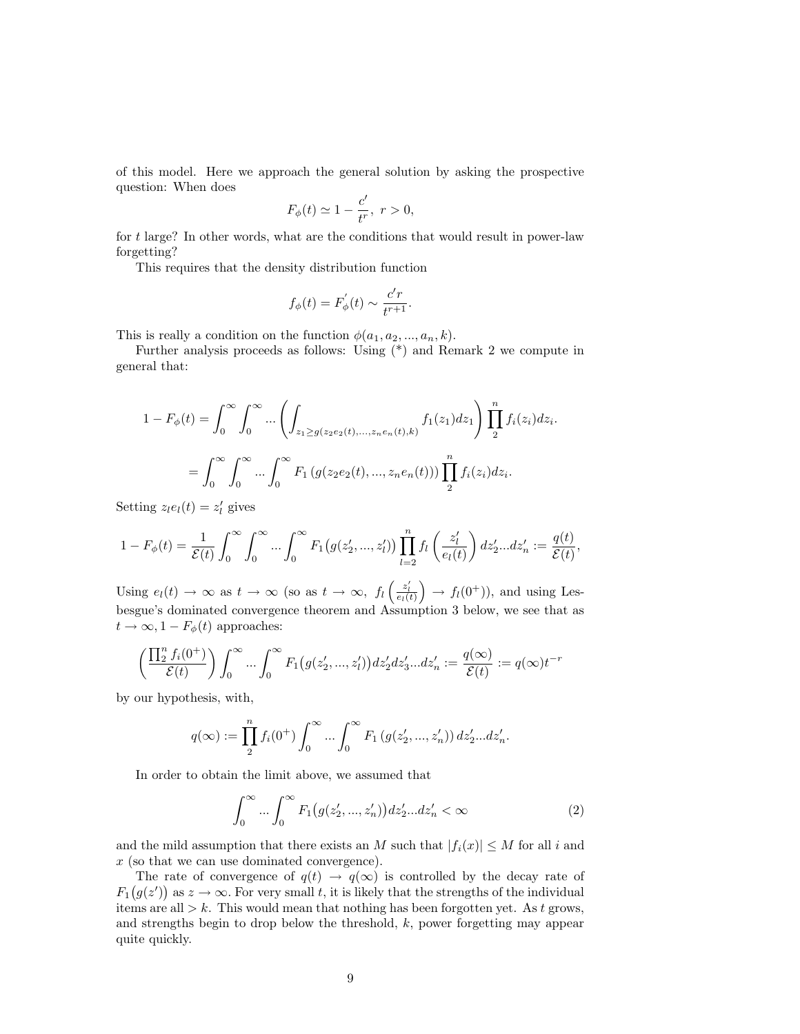of this model. Here we approach the general solution by asking the prospective question: When does

$$F_\phi(t) \simeq 1 - \frac{c'}{t^r},\ r > 0,$$

for $t$ large? In other words, what are the conditions that would result in power-law forgetting?

This requires that the density distribution function

$$f_\phi(t) = F_\phi^{'}(t) \sim \frac{c'r}{t^{r+1}}.$$

This is really a condition on the function $\phi(a_1, a_2, ..., a_n, k)$.

Further analysis proceeds as follows: Using (*) and Remark 2 we compute in general that:

$$1 - F_\phi(t) = \int_0^\infty \int_0^\infty ... \left( \int_{z_1 \geq g(z_2 e_2(t), ..., z_n e_n(t), k)} f_1(z_1) dz_1 \right) \prod_2^n f_i(z_i) dz_i.$$

$$= \int_0^\infty \int_0^\infty ... \int_0^\infty F_1 \left( g(z_2 e_2(t), ..., z_n e_n(t)) \right) \prod_2^n f_i(z_i) dz_i.$$

Setting $z_l e_l(t) = z_l'$ gives

$$1 - F_\phi(t) = \frac{1}{\mathcal{E}(t)} \int_0^\infty \int_0^\infty ... \int_0^\infty F_1 \big( g(z_2', ..., z_l') \big) \prod_{l=2}^n f_l \left( \frac{z_l'}{e_l(t)} \right) dz_2' ... dz_n' := \frac{q(t)}{\mathcal{E}(t)},$$

Using $e_l(t) \to \infty$ as $t \to \infty$ (so as $t \to \infty$, $f_l \left( \frac{z_l'}{e_l(t)} \right) \to f_l(0^+)$), and using Lesbesgue's dominated convergence theorem and Assumption 3 below, we see that as $t \to \infty, 1 - F_\phi(t)$ approaches:

$$\left( \frac{\prod_2^n f_i(0^+)}{\mathcal{E}(t)} \right) \int_0^\infty ... \int_0^\infty F_1 \big( g(z_2', ..., z_l') \big) dz_2' dz_3' ... dz_n' := \frac{q(\infty)}{\mathcal{E}(t)} := q(\infty) t^{-r}$$

by our hypothesis, with,

$$q(\infty) := \prod_2^n f_i(0^+) \int_0^\infty ... \int_0^\infty F_1 \left( g(z_2', ..., z_n') \right) dz_2' ... dz_n'.$$

In order to obtain the limit above, we assumed that

$$\int_0^\infty ... \int_0^\infty F_1 \big( g(z_2', ..., z_n') \big) dz_2' ... dz_n' < \infty \tag{2}$$

and the mild assumption that there exists an $M$ such that $|f_i(x)| \leq M$ for all $i$ and $x$ (so that we can use dominated convergence).

The rate of convergence of $q(t) \to q(\infty)$ is controlled by the decay rate of $F_1 \big( g(z') \big)$ as $z \to \infty$. For very small $t$, it is likely that the strengths of the individual items are all $> k$. This would mean that nothing has been forgotten yet. As $t$ grows, and strengths begin to drop below the threshold, $k$, power forgetting may appear quite quickly.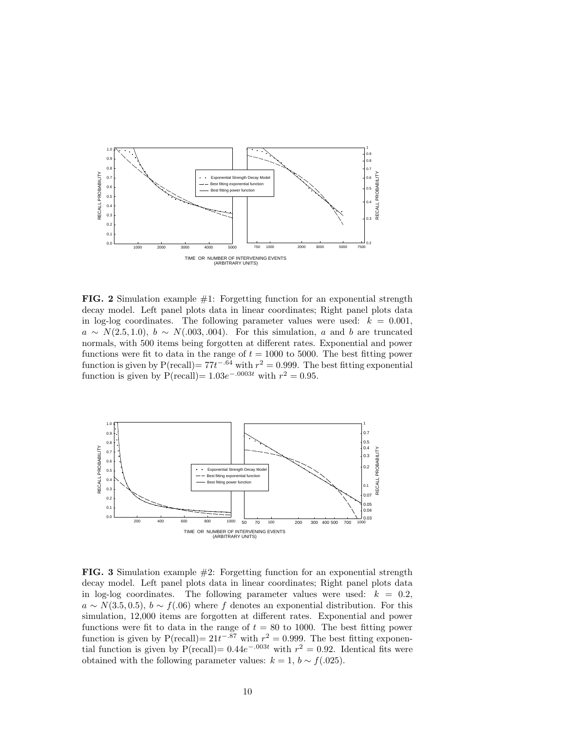**FIG. 2** Simulation example #1: Forgetting function for an exponential strength decay model. Left panel plots data in linear coordinates; Right panel plots data in log-log coordinates. The following parameter values were used: $k = 0.001$, $a \sim N(2.5, 1.0)$, $b \sim N(.003, .004)$. For this simulation, $a$ and $b$ are truncated normals, with 500 items being forgotten at different rates. Exponential and power functions were fit to data in the range of $t = 1000$ to 5000. The best fitting power function is given by P(recall)$= 77t^{-.64}$ with $r^2 = 0.999$. The best fitting exponential function is given by P(recall)$= 1.03e^{-.0003t}$ with $r^2 = 0.95$.

**FIG. 3** Simulation example #2: Forgetting function for an exponential strength decay model. Left panel plots data in linear coordinates; Right panel plots data in log-log coordinates. The following parameter values were used: $k = 0.2$, $a \sim N(3.5, 0.5)$, $b \sim f(.06)$ where $f$ denotes an exponential distribution. For this simulation, 12,000 items are forgotten at different rates. Exponential and power functions were fit to data in the range of $t = 80$ to 1000. The best fitting power function is given by P(recall)$= 21t^{-.87}$ with $r^2 = 0.999$. The best fitting exponential function is given by P(recall)$= 0.44e^{-.003t}$ with $r^2 = 0.92$. Identical fits were obtained with the following parameter values: $k = 1$, $b \sim f(.025)$.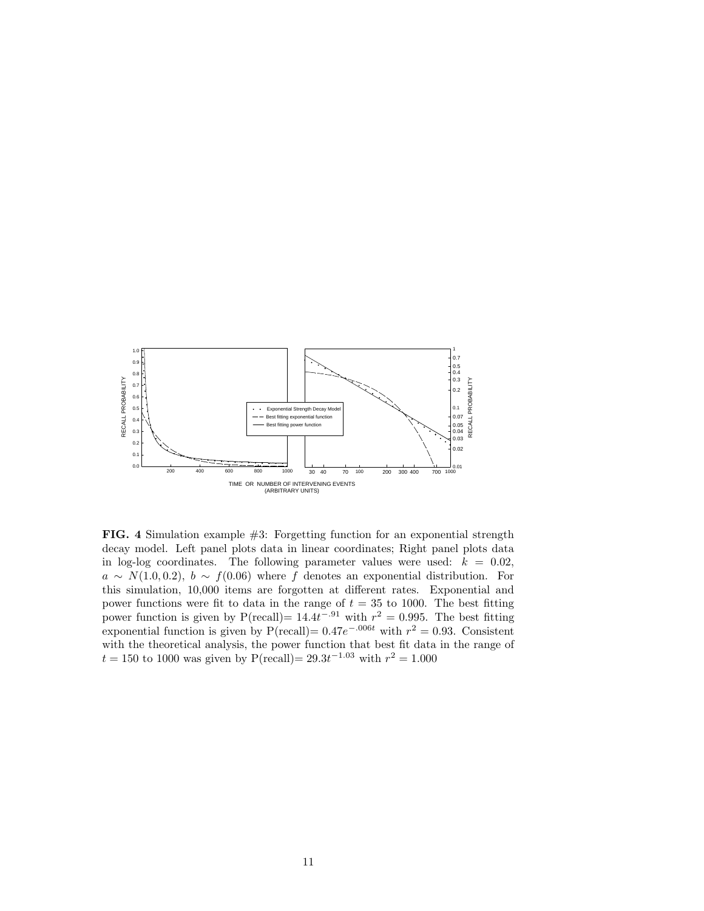**FIG. 4** Simulation example #3: Forgetting function for an exponential strength decay model. Left panel plots data in linear coordinates; Right panel plots data in log-log coordinates. The following parameter values were used: $k = 0.02$, $a \sim N(1.0, 0.2)$, $b \sim f(0.06)$ where $f$ denotes an exponential distribution. For this simulation, 10,000 items are forgotten at different rates. Exponential and power functions were fit to data in the range of $t = 35$ to 1000. The best fitting power function is given by P(recall)$= 14.4t^{-.91}$ with $r^2 = 0.995$. The best fitting exponential function is given by P(recall)$= 0.47e^{-.006t}$ with $r^2 = 0.93$. Consistent with the theoretical analysis, the power function that best fit data in the range of $t = 150$ to 1000 was given by P(recall)$= 29.3t^{-1.03}$ with $r^2 = 1.000$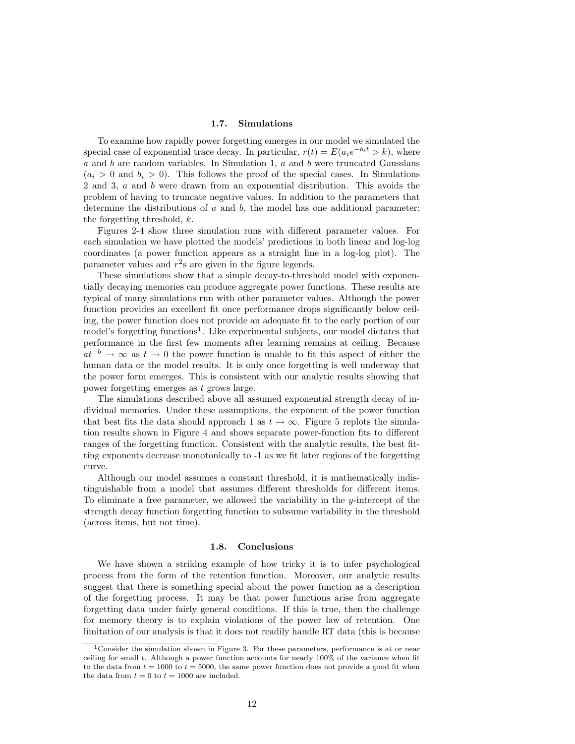### 1.7. Simulations

To examine how rapidly power forgetting emerges in our model we simulated the special case of exponential trace decay. In particular, $r(t) = E(a_i e^{-b_i t} > k)$, where $a$ and $b$ are random variables. In Simulation 1, $a$ and $b$ were truncated Gaussians ($a_i > 0$ and $b_i > 0$). This follows the proof of the special cases. In Simulations 2 and 3, $a$ and $b$ were drawn from an exponential distribution. This avoids the problem of having to truncate negative values. In addition to the parameters that determine the distributions of $a$ and $b$, the model has one additional parameter: the forgetting threshold, $k$.

Figures 2-4 show three simulation runs with different parameter values. For each simulation we have plotted the models' predictions in both linear and log-log coordinates (a power function appears as a straight line in a log-log plot). The parameter values and $r^2$s are given in the figure legends.

These simulations show that a simple decay-to-threshold model with exponentially decaying memories can produce aggregate power functions. These results are typical of many simulations run with other parameter values. Although the power function provides an excellent fit once performance drops significantly below ceiling, the power function does not provide an adequate fit to the early portion of our model's forgetting functions[1]. Like experimental subjects, our model dictates that performance in the first few moments after learning remains at ceiling. Because $at^{-b} \to \infty$ as $t \to 0$ the power function is unable to fit this aspect of either the human data or the model results. It is only once forgetting is well underway that the power form emerges. This is consistent with our analytic results showing that power forgetting emerges as $t$ grows large.

The simulations described above all assumed exponential strength decay of individual memories. Under these assumptions, the exponent of the power function that best fits the data should approach 1 as $t \to \infty$. Figure 5 replots the simulation results shown in Figure 4 and shows separate power-function fits to different ranges of the forgetting function. Consistent with the analytic results, the best fitting exponents decrease monotonically to -1 as we fit later regions of the forgetting curve.

Although our model assumes a constant threshold, it is mathematically indistinguishable from a model that assumes different thresholds for different items. To eliminate a free parameter, we allowed the variability in the $y$-intercept of the strength decay function forgetting function to subsume variability in the threshold (across items, but not time).

### 1.8. Conclusions

We have shown a striking example of how tricky it is to infer psychological process from the form of the retention function. Moreover, our analytic results suggest that there is something special about the power function as a description of the forgetting process. It may be that power functions arise from aggregate forgetting data under fairly general conditions. If this is true, then the challenge for memory theory is to explain violations of the power law of retention. One limitation of our analysis is that it does not readily handle RT data (this is because

[1] Consider the simulation shown in Figure 3. For these parameters, performance is at or near ceiling for small $t$. Although a power function accounts for nearly 100% of the variance when fit to the data from $t = 1000$ to $t = 5000$, the same power function does not provide a good fit when the data from $t = 0$ to $t = 1000$ are included.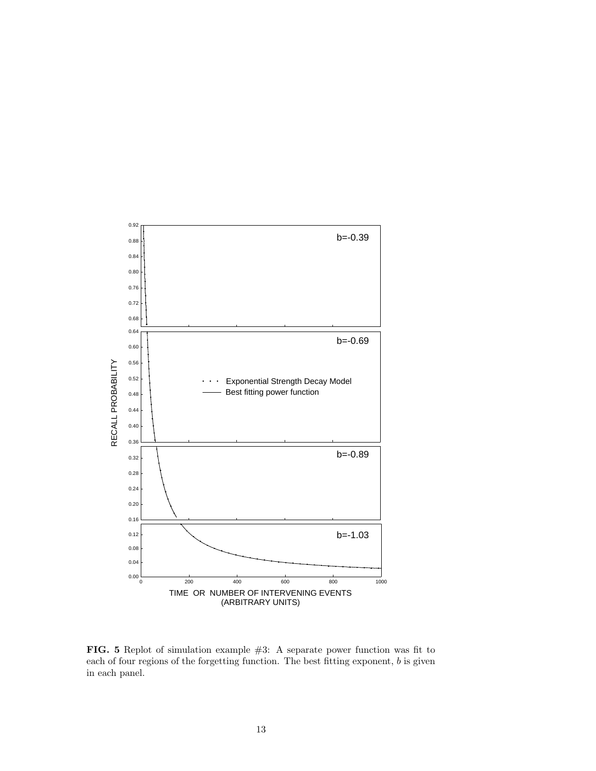**FIG. 5** Replot of simulation example #3: A separate power function was fit to each of four regions of the forgetting function. The best fitting exponent, $b$ is given in each panel.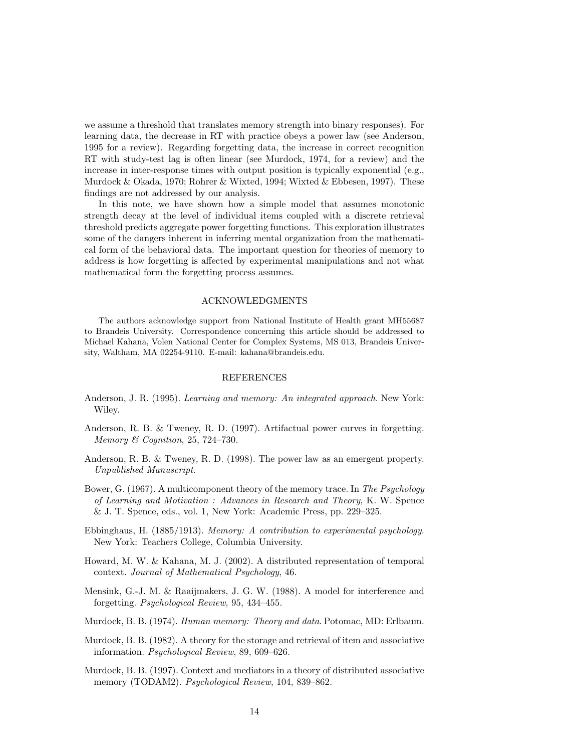we assume a threshold that translates memory strength into binary responses). For learning data, the decrease in RT with practice obeys a power law (see Anderson, 1995 for a review). Regarding forgetting data, the increase in correct recognition RT with study-test lag is often linear (see Murdock, 1974, for a review) and the increase in inter-response times with output position is typically exponential (e.g., Murdock & Okada, 1970; Rohrer & Wixted, 1994; Wixted & Ebbesen, 1997). These findings are not addressed by our analysis.

In this note, we have shown how a simple model that assumes monotonic strength decay at the level of individual items coupled with a discrete retrieval threshold predicts aggregate power forgetting functions. This exploration illustrates some of the dangers inherent in inferring mental organization from the mathematical form of the behavioral data. The important question for theories of memory to address is how forgetting is affected by experimental manipulations and not what mathematical form the forgetting process assumes.

## ACKNOWLEDGMENTS

The authors acknowledge support from National Institute of Health grant MH55687 to Brandeis University. Correspondence concerning this article should be addressed to Michael Kahana, Volen National Center for Complex Systems, MS 013, Brandeis University, Waltham, MA 02254-9110. E-mail: kahana@brandeis.edu.

## REFERENCES

Anderson, J. R. (1995). *Learning and memory: An integrated approach.* New York: Wiley.

Anderson, R. B. & Tweney, R. D. (1997). Artifactual power curves in forgetting. *Memory & Cognition*, 25, 724–730.

Anderson, R. B. & Tweney, R. D. (1998). The power law as an emergent property. *Unpublished Manuscript*.

Bower, G. (1967). A multicomponent theory of the memory trace. In *The Psychology of Learning and Motivation : Advances in Research and Theory*, K. W. Spence & J. T. Spence, eds., vol. 1, New York: Academic Press, pp. 229–325.

Ebbinghaus, H. (1885/1913). *Memory: A contribution to experimental psychology.* New York: Teachers College, Columbia University.

Howard, M. W. & Kahana, M. J. (2002). A distributed representation of temporal context. *Journal of Mathematical Psychology*, 46.

Mensink, G.-J. M. & Raaijmakers, J. G. W. (1988). A model for interference and forgetting. *Psychological Review*, 95, 434–455.

Murdock, B. B. (1974). *Human memory: Theory and data*. Potomac, MD: Erlbaum.

Murdock, B. B. (1982). A theory for the storage and retrieval of item and associative information. *Psychological Review*, 89, 609–626.

Murdock, B. B. (1997). Context and mediators in a theory of distributed associative memory (TODAM2). *Psychological Review*, 104, 839–862.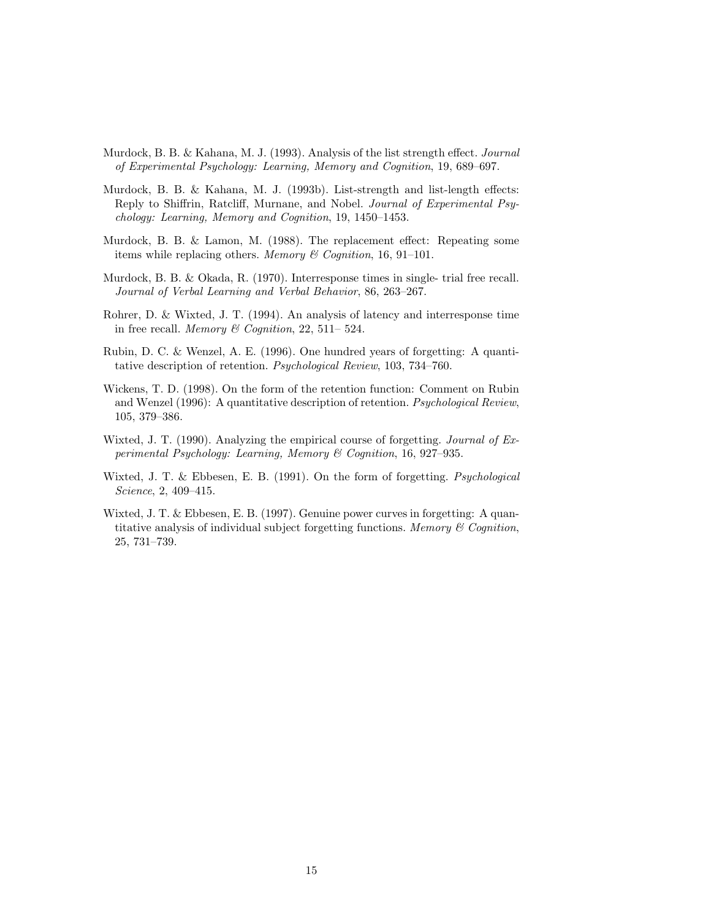Murdock, B. B. & Kahana, M. J. (1993). Analysis of the list strength effect. *Journal of Experimental Psychology: Learning, Memory and Cognition*, 19, 689–697.

Murdock, B. B. & Kahana, M. J. (1993b). List-strength and list-length effects: Reply to Shiffrin, Ratcliff, Murnane, and Nobel. *Journal of Experimental Psychology: Learning, Memory and Cognition*, 19, 1450–1453.

Murdock, B. B. & Lamon, M. (1988). The replacement effect: Repeating some items while replacing others. *Memory & Cognition*, 16, 91–101.

Murdock, B. B. & Okada, R. (1970). Interresponse times in single- trial free recall. *Journal of Verbal Learning and Verbal Behavior*, 86, 263–267.

Rohrer, D. & Wixted, J. T. (1994). An analysis of latency and interresponse time in free recall. *Memory & Cognition*, 22, 511– 524.

Rubin, D. C. & Wenzel, A. E. (1996). One hundred years of forgetting: A quantitative description of retention. *Psychological Review*, 103, 734–760.

Wickens, T. D. (1998). On the form of the retention function: Comment on Rubin and Wenzel (1996): A quantitative description of retention. *Psychological Review*, 105, 379–386.

Wixted, J. T. (1990). Analyzing the empirical course of forgetting. *Journal of Experimental Psychology: Learning, Memory & Cognition*, 16, 927–935.

Wixted, J. T. & Ebbesen, E. B. (1991). On the form of forgetting. *Psychological Science*, 2, 409–415.

Wixted, J. T. & Ebbesen, E. B. (1997). Genuine power curves in forgetting: A quantitative analysis of individual subject forgetting functions. *Memory & Cognition*, 25, 731–739.